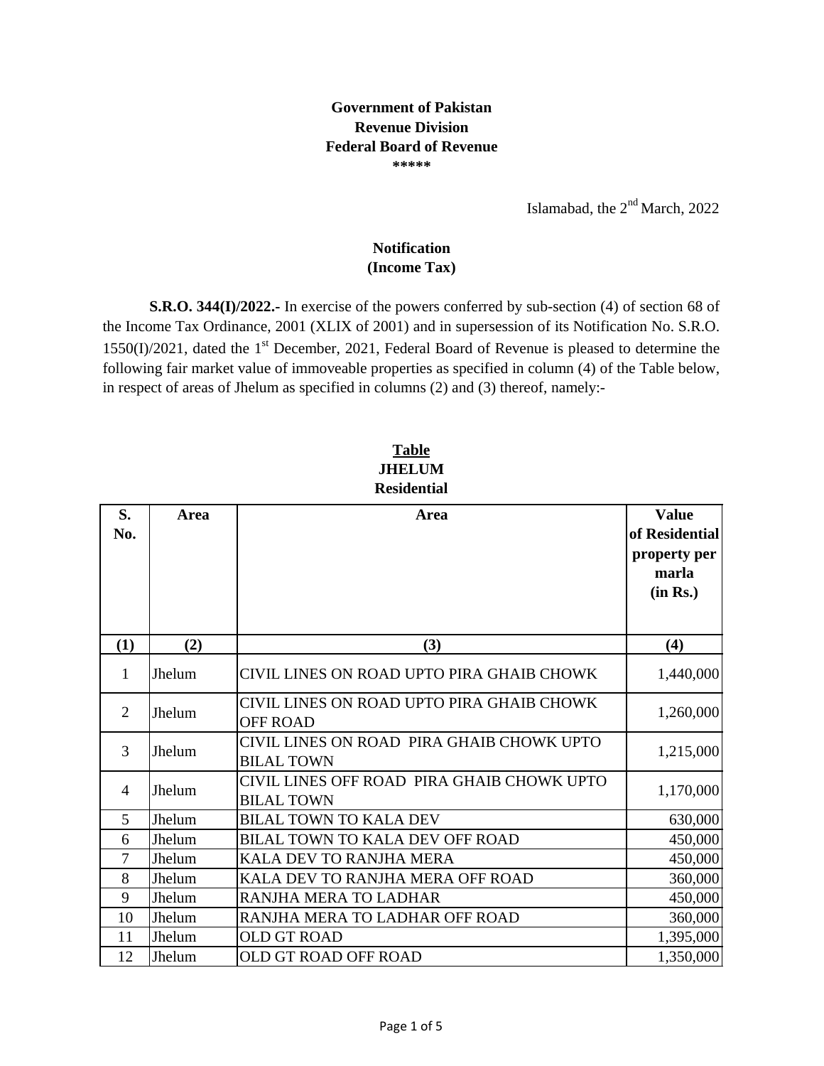**Government of Pakistan**
**Revenue Division**
**Federal Board of Revenue**
**\*\*\*\*\***

Islamabad, the 2nd March, 2022

## Notification
## (Income Tax)

**S.R.O. 344(I)/2022.-** In exercise of the powers conferred by sub-section (4) of section 68 of the Income Tax Ordinance, 2001 (XLIX of 2001) and in supersession of its Notification No. S.R.O. 1550(I)/2021, dated the 1st December, 2021, Federal Board of Revenue is pleased to determine the following fair market value of immoveable properties as specified in column (4) of the Table below, in respect of areas of Jhelum as specified in columns (2) and (3) thereof, namely:-

### Table
### JHELUM
### Residential

| S. No. | Area | Area | Value of Residential property per marla (in Rs.) |
|---|---|---|---|
| **(1)** | **(2)** | **(3)** | **(4)** |
| 1 | Jhelum | CIVIL LINES ON ROAD UPTO PIRA GHAIB CHOWK | 1,440,000 |
| 2 | Jhelum | CIVIL LINES ON ROAD UPTO PIRA GHAIB CHOWK OFF ROAD | 1,260,000 |
| 3 | Jhelum | CIVIL LINES ON ROAD PIRA GHAIB CHOWK UPTO BILAL TOWN | 1,215,000 |
| 4 | Jhelum | CIVIL LINES OFF ROAD PIRA GHAIB CHOWK UPTO BILAL TOWN | 1,170,000 |
| 5 | Jhelum | BILAL TOWN TO KALA DEV | 630,000 |
| 6 | Jhelum | BILAL TOWN TO KALA DEV OFF ROAD | 450,000 |
| 7 | Jhelum | KALA DEV TO RANJHA MERA | 450,000 |
| 8 | Jhelum | KALA DEV TO RANJHA MERA OFF ROAD | 360,000 |
| 9 | Jhelum | RANJHA MERA TO LADHAR | 450,000 |
| 10 | Jhelum | RANJHA MERA TO LADHAR OFF ROAD | 360,000 |
| 11 | Jhelum | OLD GT ROAD | 1,395,000 |
| 12 | Jhelum | OLD GT ROAD OFF ROAD | 1,350,000 |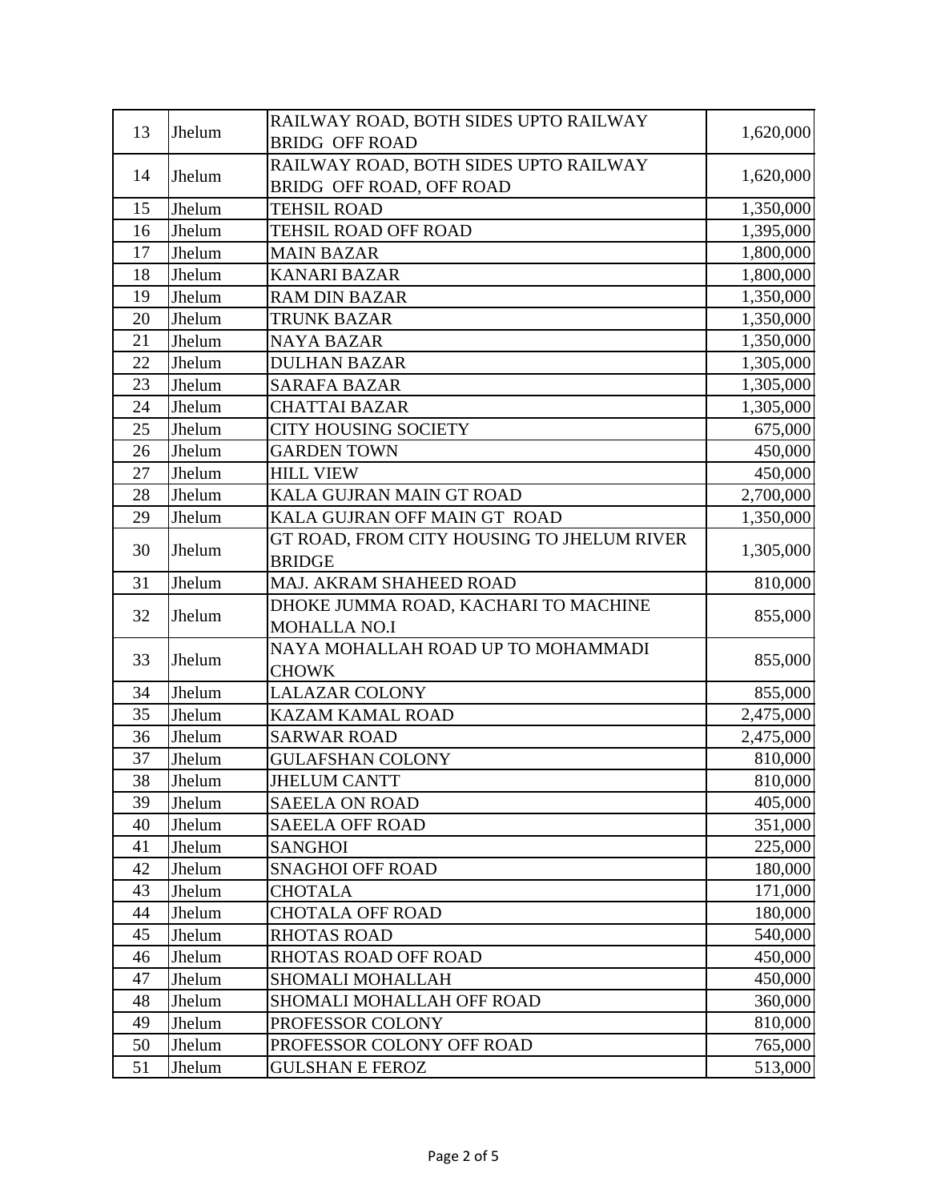| 13 | Jhelum | RAILWAY ROAD, BOTH SIDES UPTO RAILWAY BRIDG OFF ROAD | 1,620,000 |
|---|---|---|---|
| 14 | Jhelum | RAILWAY ROAD, BOTH SIDES UPTO RAILWAY BRIDG OFF ROAD, OFF ROAD | 1,620,000 |
| 15 | Jhelum | TEHSIL ROAD | 1,350,000 |
| 16 | Jhelum | TEHSIL ROAD OFF ROAD | 1,395,000 |
| 17 | Jhelum | MAIN BAZAR | 1,800,000 |
| 18 | Jhelum | KANARI BAZAR | 1,800,000 |
| 19 | Jhelum | RAM DIN BAZAR | 1,350,000 |
| 20 | Jhelum | TRUNK BAZAR | 1,350,000 |
| 21 | Jhelum | NAYA BAZAR | 1,350,000 |
| 22 | Jhelum | DULHAN BAZAR | 1,305,000 |
| 23 | Jhelum | SARAFA BAZAR | 1,305,000 |
| 24 | Jhelum | CHATTAI BAZAR | 1,305,000 |
| 25 | Jhelum | CITY HOUSING SOCIETY | 675,000 |
| 26 | Jhelum | GARDEN TOWN | 450,000 |
| 27 | Jhelum | HILL VIEW | 450,000 |
| 28 | Jhelum | KALA GUJRAN MAIN GT ROAD | 2,700,000 |
| 29 | Jhelum | KALA GUJRAN OFF MAIN GT ROAD | 1,350,000 |
| 30 | Jhelum | GT ROAD, FROM CITY HOUSING TO JHELUM RIVER BRIDGE | 1,305,000 |
| 31 | Jhelum | MAJ. AKRAM SHAHEED ROAD | 810,000 |
| 32 | Jhelum | DHOKE JUMMA ROAD, KACHARI TO MACHINE MOHALLA NO.I | 855,000 |
| 33 | Jhelum | NAYA MOHALLAH ROAD UP TO MOHAMMADI CHOWK | 855,000 |
| 34 | Jhelum | LALAZAR COLONY | 855,000 |
| 35 | Jhelum | KAZAM KAMAL ROAD | 2,475,000 |
| 36 | Jhelum | SARWAR ROAD | 2,475,000 |
| 37 | Jhelum | GULAFSHAN COLONY | 810,000 |
| 38 | Jhelum | JHELUM CANTT | 810,000 |
| 39 | Jhelum | SAEELA ON ROAD | 405,000 |
| 40 | Jhelum | SAEELA OFF ROAD | 351,000 |
| 41 | Jhelum | SANGHOI | 225,000 |
| 42 | Jhelum | SNAGHOI OFF ROAD | 180,000 |
| 43 | Jhelum | CHOTALA | 171,000 |
| 44 | Jhelum | CHOTALA OFF ROAD | 180,000 |
| 45 | Jhelum | RHOTAS ROAD | 540,000 |
| 46 | Jhelum | RHOTAS ROAD OFF ROAD | 450,000 |
| 47 | Jhelum | SHOMALI MOHALLAH | 450,000 |
| 48 | Jhelum | SHOMALI MOHALLAH OFF ROAD | 360,000 |
| 49 | Jhelum | PROFESSOR COLONY | 810,000 |
| 50 | Jhelum | PROFESSOR COLONY OFF ROAD | 765,000 |
| 51 | Jhelum | GULSHAN E FEROZ | 513,000 |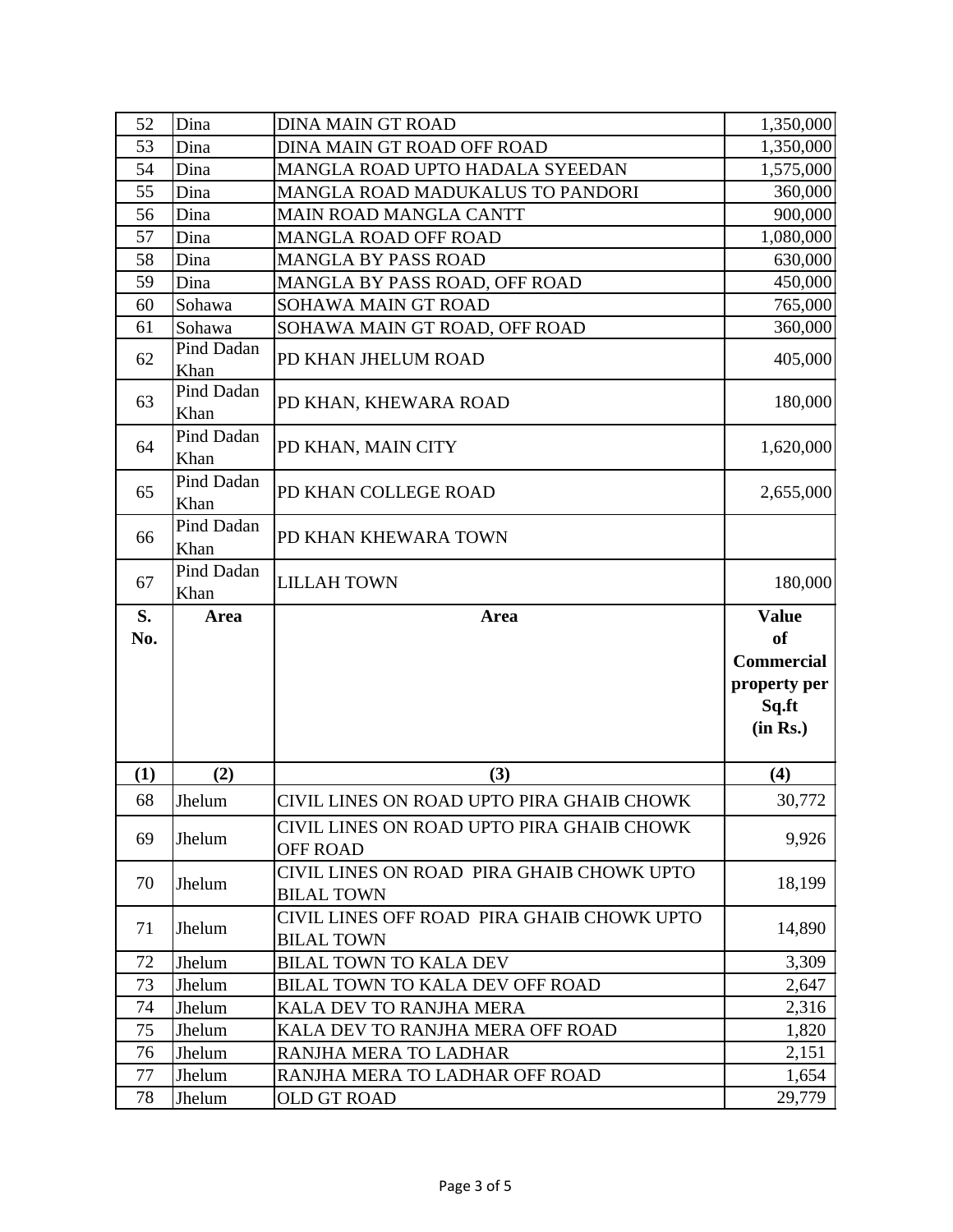| | | | |
|---|---|---|---|
| 52 | Dina | DINA MAIN GT ROAD | 1,350,000 |
| 53 | Dina | DINA MAIN GT ROAD OFF ROAD | 1,350,000 |
| 54 | Dina | MANGLA ROAD UPTO HADALA SYEEDAN | 1,575,000 |
| 55 | Dina | MANGLA ROAD MADUKALUS TO PANDORI | 360,000 |
| 56 | Dina | MAIN ROAD MANGLA CANTT | 900,000 |
| 57 | Dina | MANGLA ROAD OFF ROAD | 1,080,000 |
| 58 | Dina | MANGLA BY PASS ROAD | 630,000 |
| 59 | Dina | MANGLA BY PASS ROAD, OFF ROAD | 450,000 |
| 60 | Sohawa | SOHAWA MAIN GT ROAD | 765,000 |
| 61 | Sohawa | SOHAWA MAIN GT ROAD, OFF ROAD | 360,000 |
| 62 | Pind Dadan Khan | PD KHAN JHELUM ROAD | 405,000 |
| 63 | Pind Dadan Khan | PD KHAN, KHEWARA ROAD | 180,000 |
| 64 | Pind Dadan Khan | PD KHAN, MAIN CITY | 1,620,000 |
| 65 | Pind Dadan Khan | PD KHAN COLLEGE ROAD | 2,655,000 |
| 66 | Pind Dadan Khan | PD KHAN KHEWARA TOWN | |
| 67 | Pind Dadan Khan | LILLAH TOWN | 180,000 |

| **S. No.** | **Area** | **Area** | **Value of Commercial property per Sq.ft (in Rs.)** |
|---|---|---|---|
| **(1)** | **(2)** | **(3)** | **(4)** |
| 68 | Jhelum | CIVIL LINES ON ROAD UPTO PIRA GHAIB CHOWK | 30,772 |
| 69 | Jhelum | CIVIL LINES ON ROAD UPTO PIRA GHAIB CHOWK OFF ROAD | 9,926 |
| 70 | Jhelum | CIVIL LINES ON ROAD PIRA GHAIB CHOWK UPTO BILAL TOWN | 18,199 |
| 71 | Jhelum | CIVIL LINES OFF ROAD PIRA GHAIB CHOWK UPTO BILAL TOWN | 14,890 |
| 72 | Jhelum | BILAL TOWN TO KALA DEV | 3,309 |
| 73 | Jhelum | BILAL TOWN TO KALA DEV OFF ROAD | 2,647 |
| 74 | Jhelum | KALA DEV TO RANJHA MERA | 2,316 |
| 75 | Jhelum | KALA DEV TO RANJHA MERA OFF ROAD | 1,820 |
| 76 | Jhelum | RANJHA MERA TO LADHAR | 2,151 |
| 77 | Jhelum | RANJHA MERA TO LADHAR OFF ROAD | 1,654 |
| 78 | Jhelum | OLD GT ROAD | 29,779 |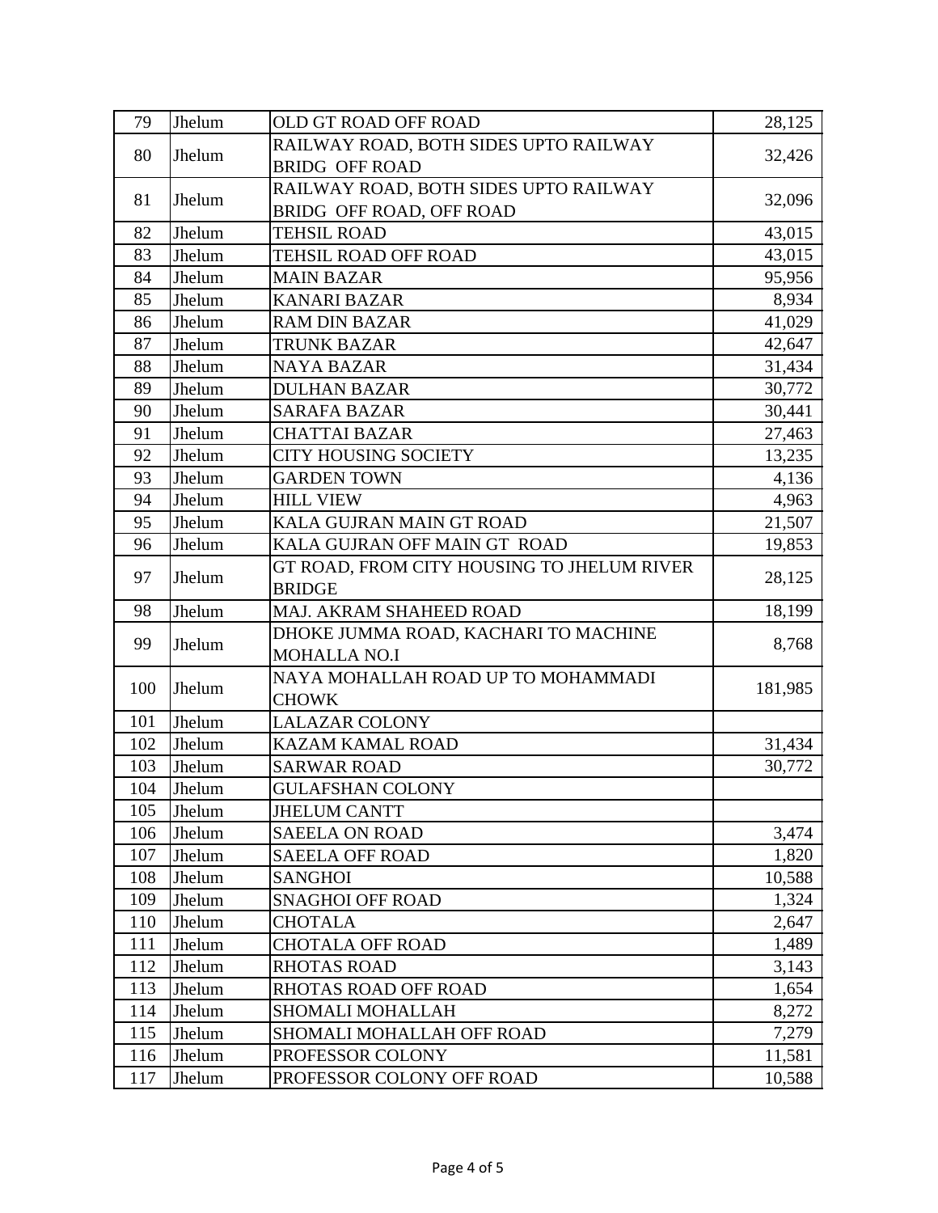| | | | |
|---|---|---|---|
| 79 | Jhelum | OLD GT ROAD OFF ROAD | 28,125 |
| 80 | Jhelum | RAILWAY ROAD, BOTH SIDES UPTO RAILWAY BRIDG OFF ROAD | 32,426 |
| 81 | Jhelum | RAILWAY ROAD, BOTH SIDES UPTO RAILWAY BRIDG OFF ROAD, OFF ROAD | 32,096 |
| 82 | Jhelum | TEHSIL ROAD | 43,015 |
| 83 | Jhelum | TEHSIL ROAD OFF ROAD | 43,015 |
| 84 | Jhelum | MAIN BAZAR | 95,956 |
| 85 | Jhelum | KANARI BAZAR | 8,934 |
| 86 | Jhelum | RAM DIN BAZAR | 41,029 |
| 87 | Jhelum | TRUNK BAZAR | 42,647 |
| 88 | Jhelum | NAYA BAZAR | 31,434 |
| 89 | Jhelum | DULHAN BAZAR | 30,772 |
| 90 | Jhelum | SARAFA BAZAR | 30,441 |
| 91 | Jhelum | CHATTAI BAZAR | 27,463 |
| 92 | Jhelum | CITY HOUSING SOCIETY | 13,235 |
| 93 | Jhelum | GARDEN TOWN | 4,136 |
| 94 | Jhelum | HILL VIEW | 4,963 |
| 95 | Jhelum | KALA GUJRAN MAIN GT ROAD | 21,507 |
| 96 | Jhelum | KALA GUJRAN OFF MAIN GT ROAD | 19,853 |
| 97 | Jhelum | GT ROAD, FROM CITY HOUSING TO JHELUM RIVER BRIDGE | 28,125 |
| 98 | Jhelum | MAJ. AKRAM SHAHEED ROAD | 18,199 |
| 99 | Jhelum | DHOKE JUMMA ROAD, KACHARI TO MACHINE MOHALLA NO.I | 8,768 |
| 100 | Jhelum | NAYA MOHALLAH ROAD UP TO MOHAMMADI CHOWK | 181,985 |
| 101 | Jhelum | LALAZAR COLONY | |
| 102 | Jhelum | KAZAM KAMAL ROAD | 31,434 |
| 103 | Jhelum | SARWAR ROAD | 30,772 |
| 104 | Jhelum | GULAFSHAN COLONY | |
| 105 | Jhelum | JHELUM CANTT | |
| 106 | Jhelum | SAEELA ON ROAD | 3,474 |
| 107 | Jhelum | SAEELA OFF ROAD | 1,820 |
| 108 | Jhelum | SANGHOI | 10,588 |
| 109 | Jhelum | SNAGHOI OFF ROAD | 1,324 |
| 110 | Jhelum | CHOTALA | 2,647 |
| 111 | Jhelum | CHOTALA OFF ROAD | 1,489 |
| 112 | Jhelum | RHOTAS ROAD | 3,143 |
| 113 | Jhelum | RHOTAS ROAD OFF ROAD | 1,654 |
| 114 | Jhelum | SHOMALI MOHALLAH | 8,272 |
| 115 | Jhelum | SHOMALI MOHALLAH OFF ROAD | 7,279 |
| 116 | Jhelum | PROFESSOR COLONY | 11,581 |
| 117 | Jhelum | PROFESSOR COLONY OFF ROAD | 10,588 |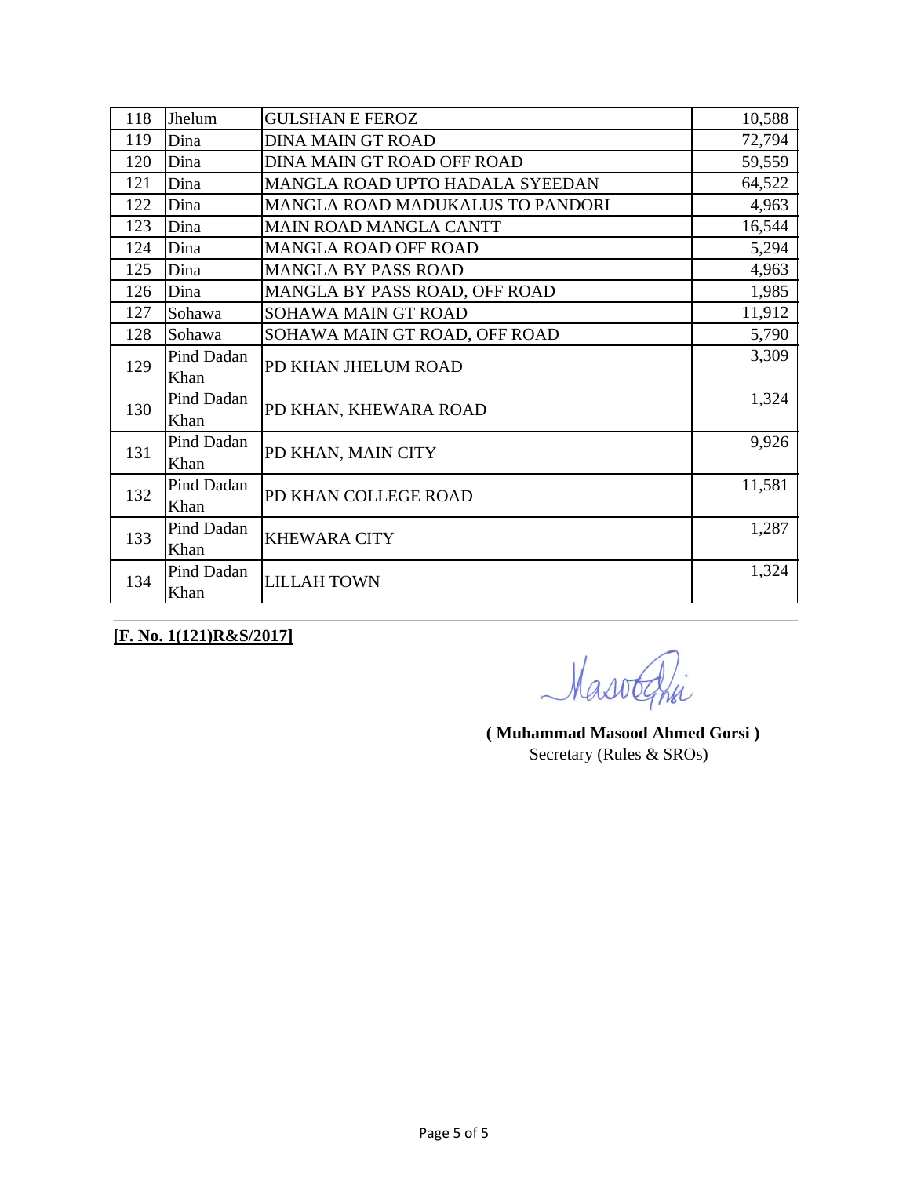| | | | |
|---|---|---|---|
| 118 | Jhelum | GULSHAN E FEROZ | 10,588 |
| 119 | Dina | DINA MAIN GT ROAD | 72,794 |
| 120 | Dina | DINA MAIN GT ROAD OFF ROAD | 59,559 |
| 121 | Dina | MANGLA ROAD UPTO HADALA SYEEDAN | 64,522 |
| 122 | Dina | MANGLA ROAD MADUKALUS TO PANDORI | 4,963 |
| 123 | Dina | MAIN ROAD MANGLA CANTT | 16,544 |
| 124 | Dina | MANGLA ROAD OFF ROAD | 5,294 |
| 125 | Dina | MANGLA BY PASS ROAD | 4,963 |
| 126 | Dina | MANGLA BY PASS ROAD, OFF ROAD | 1,985 |
| 127 | Sohawa | SOHAWA MAIN GT ROAD | 11,912 |
| 128 | Sohawa | SOHAWA MAIN GT ROAD, OFF ROAD | 5,790 |
| 129 | Pind Dadan Khan | PD KHAN JHELUM ROAD | 3,309 |
| 130 | Pind Dadan Khan | PD KHAN, KHEWARA ROAD | 1,324 |
| 131 | Pind Dadan Khan | PD KHAN, MAIN CITY | 9,926 |
| 132 | Pind Dadan Khan | PD KHAN COLLEGE ROAD | 11,581 |
| 133 | Pind Dadan Khan | KHEWARA CITY | 1,287 |
| 134 | Pind Dadan Khan | LILLAH TOWN | 1,324 |

**[F. No. 1(121)R&S/2017]**

**( Muhammad Masood Ahmed Gorsi )**
Secretary (Rules & SROs)